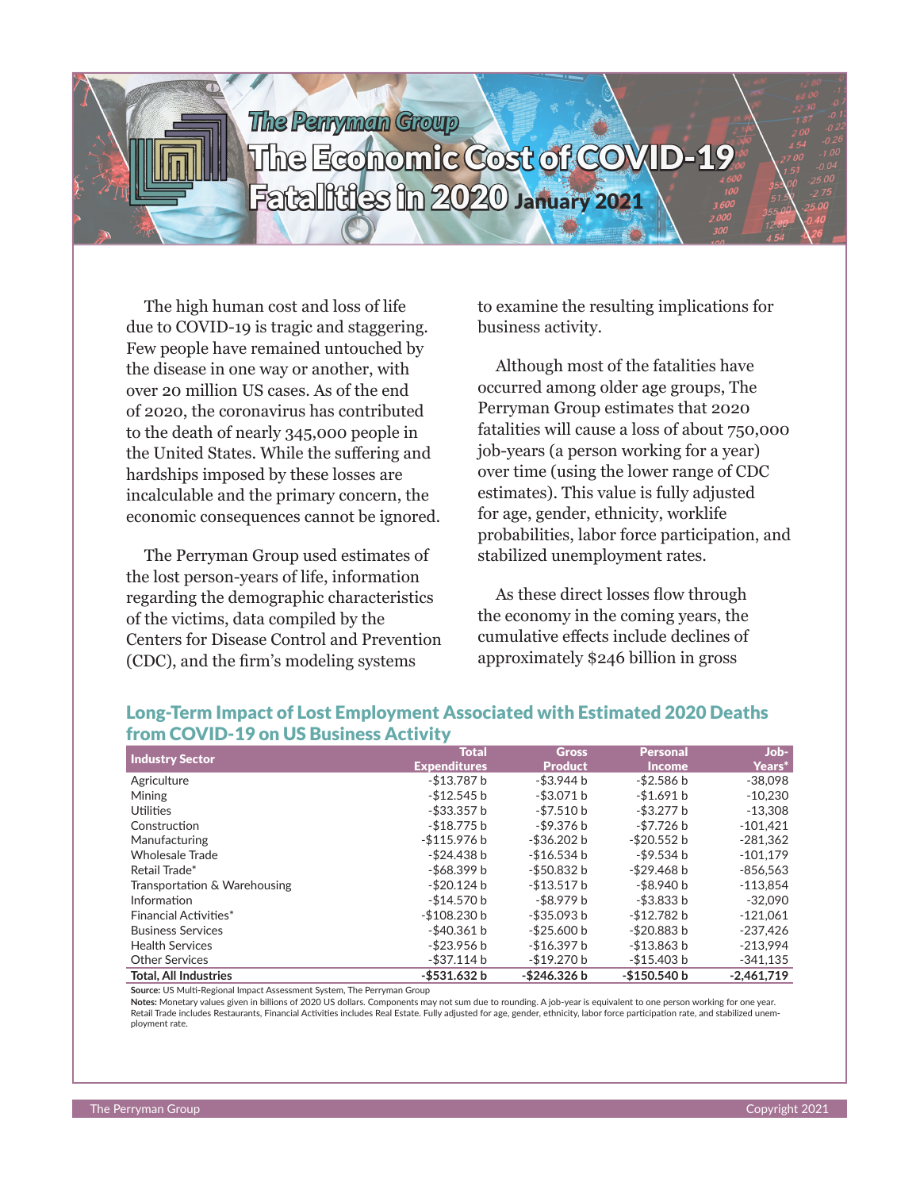The Perryman Group

# The Economic Cost of COVID-19 Fatalities in 2020 January 2021

The high human cost and loss of life due to COVID-19 is tragic and staggering. Few people have remained untouched by the disease in one way or another, with over 20 million US cases. As of the end of 2020, the coronavirus has contributed to the death of nearly 345,000 people in the United States. While the suffering and hardships imposed by these losses are incalculable and the primary concern, the economic consequences cannot be ignored.

The Perryman Group used estimates of the lost person-years of life, information regarding the demographic characteristics of the victims, data compiled by the Centers for Disease Control and Prevention (CDC), and the firm's modeling systems to examine the resulting implications for business activity.

Although most of the fatalities have occurred among older age groups, The Perryman Group estimates that 2020 fatalities will cause a loss of about 750,000 job-years (a person working for a year) over time (using the lower range of CDC estimates). This value is fully adjusted for age, gender, ethnicity, worklife probabilities, labor force participation, and stabilized unemployment rates.

As these direct losses flow through the economy in the coming years, the cumulative effects include declines of approximately $246 billion in gross

## Long-Term Impact of Lost Employment Associated with Estimated 2020 Deaths from COVID-19 on US Business Activity

| Industry Sector | Total Expenditures | Gross Product | Personal Income | Job-Years* |
|---|---|---|---|---|
| Agriculture | -$13.787 b | -$3.944 b | -$2.586 b | -38,098 |
| Mining | -$12.545 b | -$3.071 b | -$1.691 b | -10,230 |
| Utilities | -$33.357 b | -$7.510 b | -$3.277 b | -13,308 |
| Construction | -$18.775 b | -$9.376 b | -$7.726 b | -101,421 |
| Manufacturing | -$115.976 b | -$36.202 b | -$20.552 b | -281,362 |
| Wholesale Trade | -$24.438 b | -$16.534 b | -$9.534 b | -101,179 |
| Retail Trade* | -$68.399 b | -$50.832 b | -$29.468 b | -856,563 |
| Transportation & Warehousing | -$20.124 b | -$13.517 b | -$8.940 b | -113,854 |
| Information | -$14.570 b | -$8.979 b | -$3.833 b | -32,090 |
| Financial Activities* | -$108.230 b | -$35.093 b | -$12.782 b | -121,061 |
| Business Services | -$40.361 b | -$25.600 b | -$20.883 b | -237,426 |
| Health Services | -$23.956 b | -$16.397 b | -$13.863 b | -213,994 |
| Other Services | -$37.114 b | -$19.270 b | -$15.403 b | -341,135 |
| **Total, All Industries** | **-$531.632 b** | **-$246.326 b** | **-$150.540 b** | **-2,461,719** |

**Source:** US Multi-Regional Impact Assessment System, The Perryman Group

**Notes:** Monetary values given in billions of 2020 US dollars. Components may not sum due to rounding. A job-year is equivalent to one person working for one year. Retail Trade includes Restaurants, Financial Activities includes Real Estate. Fully adjusted for age, gender, ethnicity, labor force participation rate, and stabilized unemployment rate.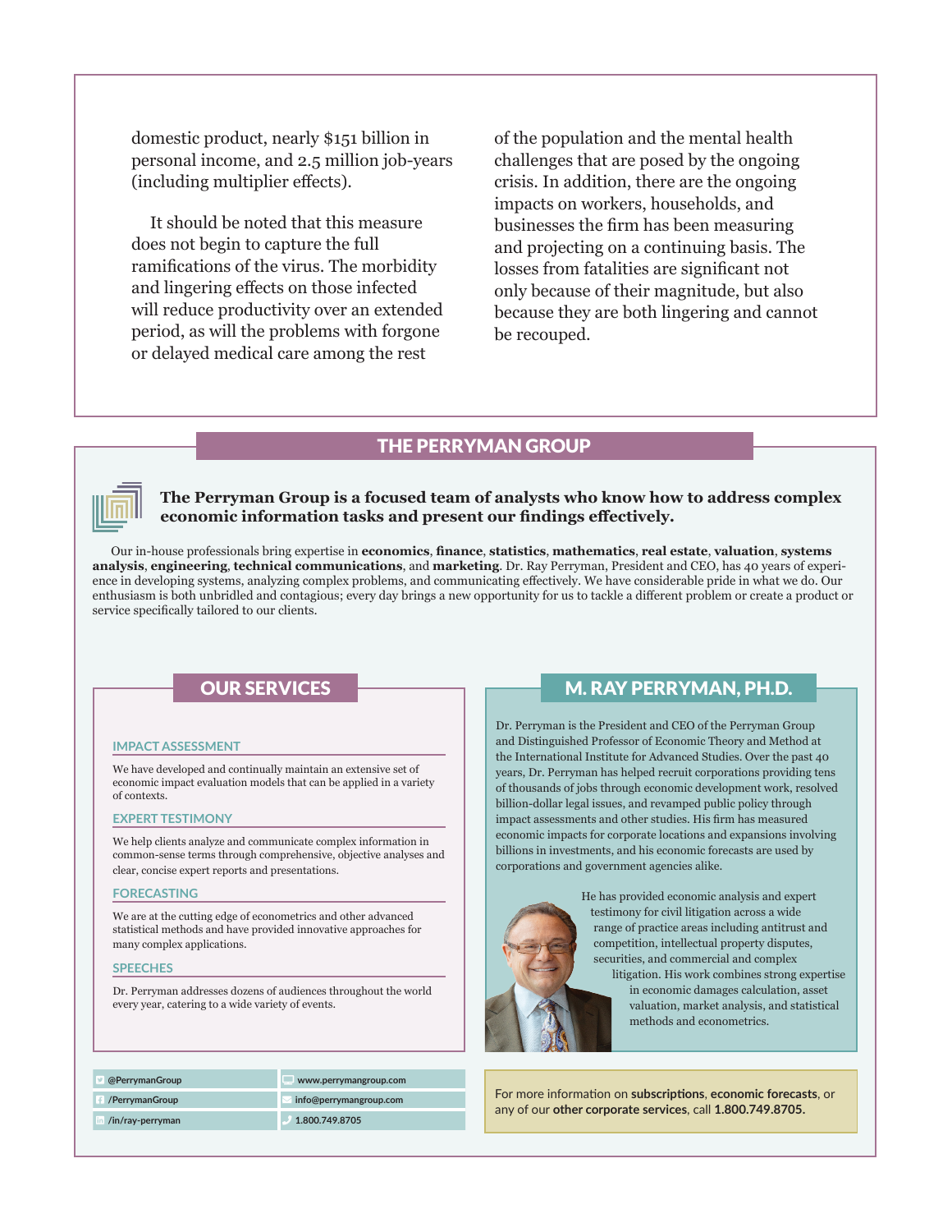domestic product, nearly $151 billion in personal income, and 2.5 million job-years (including multiplier effects).

It should be noted that this measure does not begin to capture the full ramifications of the virus. The morbidity and lingering effects on those infected will reduce productivity over an extended period, as will the problems with forgone or delayed medical care among the rest of the population and the mental health challenges that are posed by the ongoing crisis. In addition, there are the ongoing impacts on workers, households, and businesses the firm has been measuring and projecting on a continuing basis. The losses from fatalities are significant not only because of their magnitude, but also because they are both lingering and cannot be recouped.

## THE PERRYMAN GROUP

**The Perryman Group is a focused team of analysts who know how to address complex economic information tasks and present our findings effectively.**

Our in-house professionals bring expertise in **economics**, **finance**, **statistics**, **mathematics**, **real estate**, **valuation**, **systems analysis**, **engineering**, **technical communications**, and **marketing**. Dr. Ray Perryman, President and CEO, has 40 years of experience in developing systems, analyzing complex problems, and communicating effectively. We have considerable pride in what we do. Our enthusiasm is both unbridled and contagious; every day brings a new opportunity for us to tackle a different problem or create a product or service specifically tailored to our clients.

### OUR SERVICES

#### IMPACT ASSESSMENT

We have developed and continually maintain an extensive set of economic impact evaluation models that can be applied in a variety of contexts.

#### EXPERT TESTIMONY

We help clients analyze and communicate complex information in common-sense terms through comprehensive, objective analyses and clear, concise expert reports and presentations.

#### FORECASTING

We are at the cutting edge of econometrics and other advanced statistical methods and have provided innovative approaches for many complex applications.

#### SPEECHES

Dr. Perryman addresses dozens of audiences throughout the world every year, catering to a wide variety of events.

### M. RAY PERRYMAN, PH.D.

Dr. Perryman is the President and CEO of the Perryman Group and Distinguished Professor of Economic Theory and Method at the International Institute for Advanced Studies. Over the past 40 years, Dr. Perryman has helped recruit corporations providing tens of thousands of jobs through economic development work, resolved billion-dollar legal issues, and revamped public policy through impact assessments and other studies. His firm has measured economic impacts for corporate locations and expansions involving billions in investments, and his economic forecasts are used by corporations and government agencies alike.

He has provided economic analysis and expert testimony for civil litigation across a wide range of practice areas including antitrust and competition, intellectual property disputes, securities, and commercial and complex litigation. His work combines strong expertise in economic damages calculation, asset valuation, market analysis, and statistical methods and econometrics.

@PerrymanGroup | www.perrymangroup.com
/PerrymanGroup | info@perrymangroup.com
/in/ray-perryman | 1.800.749.8705

For more information on **subscriptions**, **economic forecasts**, or any of our **other corporate services**, call **1.800.749.8705.**